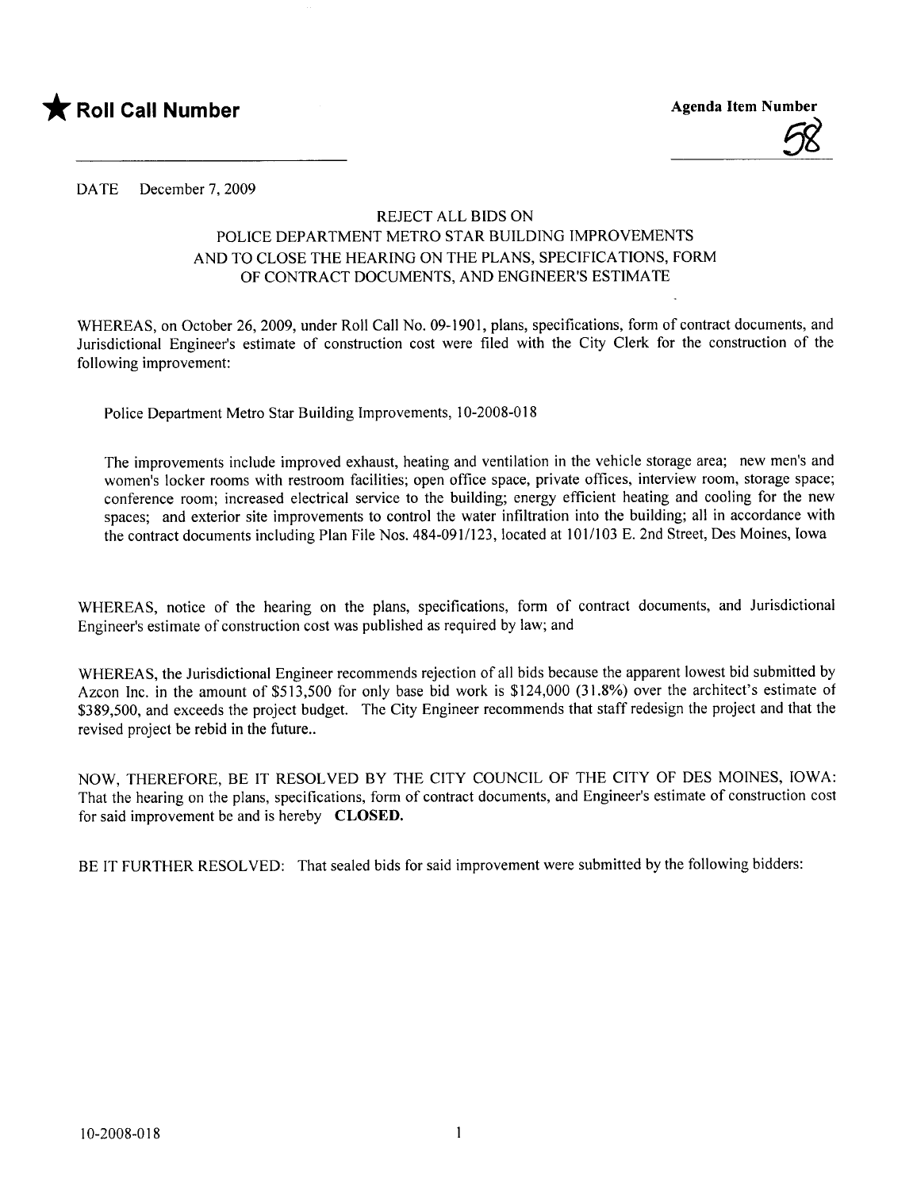★ **Roll Call Number**

**Agenda Item Number**

58

DATE December 7, 2009

### REJECT ALL BIDS ON POLICE DEPARTMENT METRO STAR BUILDING IMPROVEMENTS AND TO CLOSE THE HEARING ON THE PLANS, SPECIFICATIONS, FORM OF CONTRACT DOCUMENTS, AND ENGINEER'S ESTIMATE

WHEREAS, on October 26, 2009, under Roll Call No. 09-1901, plans, specifications, form of contract documents, and Jurisdictional Engineer's estimate of construction cost were filed with the City Clerk for the construction of the following improvement:

Police Department Metro Star Building Improvements, 10-2008-018

The improvements include improved exhaust, heating and ventilation in the vehicle storage area; new men's and women's locker rooms with restroom facilities; open office space, private offices, interview room, storage space; conference room; increased electrical service to the building; energy efficient heating and cooling for the new spaces; and exterior site improvements to control the water infiltration into the building; all in accordance with the contract documents including Plan File Nos. 484-091/123, located at 101/103 E. 2nd Street, Des Moines, Iowa

WHEREAS, notice of the hearing on the plans, specifications, form of contract documents, and Jurisdictional Engineer's estimate of construction cost was published as required by law; and

WHEREAS, the Jurisdictional Engineer recommends rejection of all bids because the apparent lowest bid submitted by Azcon Inc. in the amount of $513,500 for only base bid work is $124,000 (31.8%) over the architect's estimate of $389,500, and exceeds the project budget. The City Engineer recommends that staff redesign the project and that the revised project be rebid in the future..

NOW, THEREFORE, BE IT RESOLVED BY THE CITY COUNCIL OF THE CITY OF DES MOINES, IOWA: That the hearing on the plans, specifications, form of contract documents, and Engineer's estimate of construction cost for said improvement be and is hereby **CLOSED.**

BE IT FURTHER RESOLVED: That sealed bids for said improvement were submitted by the following bidders: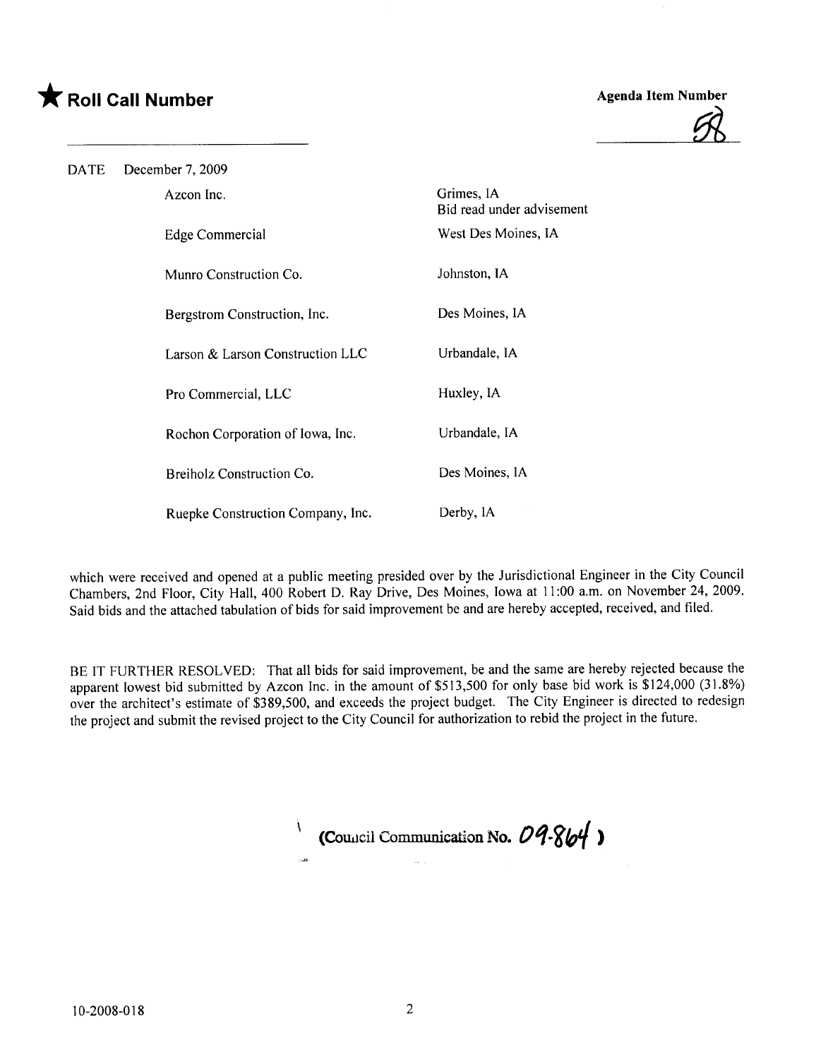★ **Roll Call Number**

**Agenda Item Number**

58

DATE December 7, 2009

| | |
|---|---|
| Azcon Inc. | Grimes, IA<br>Bid read under advisement |
| Edge Commercial | West Des Moines, IA |
| Munro Construction Co. | Johnston, IA |
| Bergstrom Construction, Inc. | Des Moines, IA |
| Larson & Larson Construction LLC | Urbandale, IA |
| Pro Commercial, LLC | Huxley, IA |
| Rochon Corporation of Iowa, Inc. | Urbandale, IA |
| Breiholz Construction Co. | Des Moines, IA |
| Ruepke Construction Company, Inc. | Derby, IA |

which were received and opened at a public meeting presided over by the Jurisdictional Engineer in the City Council Chambers, 2nd Floor, City Hall, 400 Robert D. Ray Drive, Des Moines, Iowa at 11:00 a.m. on November 24, 2009. Said bids and the attached tabulation of bids for said improvement be and are hereby accepted, received, and filed.

BE IT FURTHER RESOLVED: That all bids for said improvement, be and the same are hereby rejected because the apparent lowest bid submitted by Azcon Inc. in the amount of $513,500 for only base bid work is $124,000 (31.8%) over the architect's estimate of $389,500, and exceeds the project budget. The City Engineer is directed to redesign the project and submit the revised project to the City Council for authorization to rebid the project in the future.

(Council Communication No. 09-864)

10-2008-018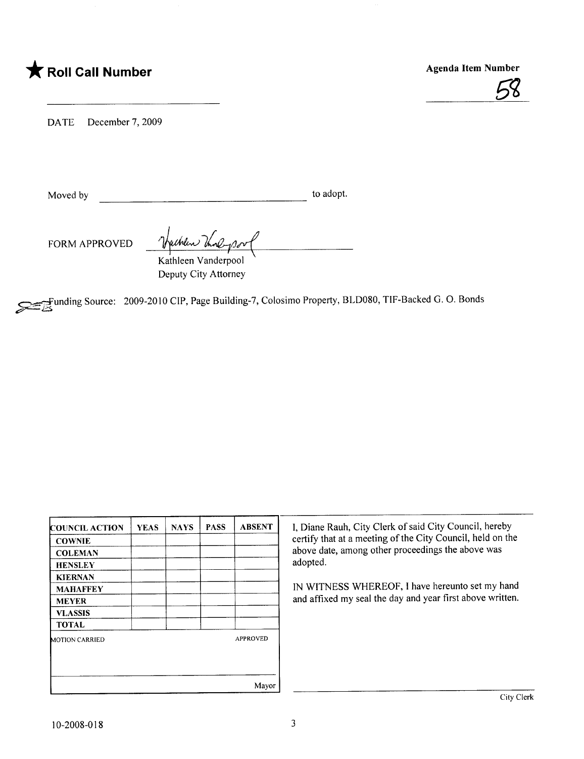★ **Roll Call Number**

**Agenda Item Number**

58

DATE December 7, 2009

Moved by ______________________________ to adopt.

FORM APPROVED Kathleen Vanderpool

Kathleen Vanderpool
Deputy City Attorney

Funding Source: 2009-2010 CIP, Page Building-7, Colosimo Property, BLD080, TIF-Backed G. O. Bonds

| COUNCIL ACTION | YEAS | NAYS | PASS | ABSENT |
|---|---|---|---|---|
| COWNIE | | | | |
| COLEMAN | | | | |
| HENSLEY | | | | |
| KIERNAN | | | | |
| MAHAFFEY | | | | |
| MEYER | | | | |
| VLASSIS | | | | |
| TOTAL | | | | |
| MOTION CARRIED | | | | APPROVED |
| | | | | Mayor |

I, Diane Rauh, City Clerk of said City Council, hereby certify that at a meeting of the City Council, held on the above date, among other proceedings the above was adopted.

IN WITNESS WHEREOF, I have hereunto set my hand and affixed my seal the day and year first above written.

City Clerk

10-2008-018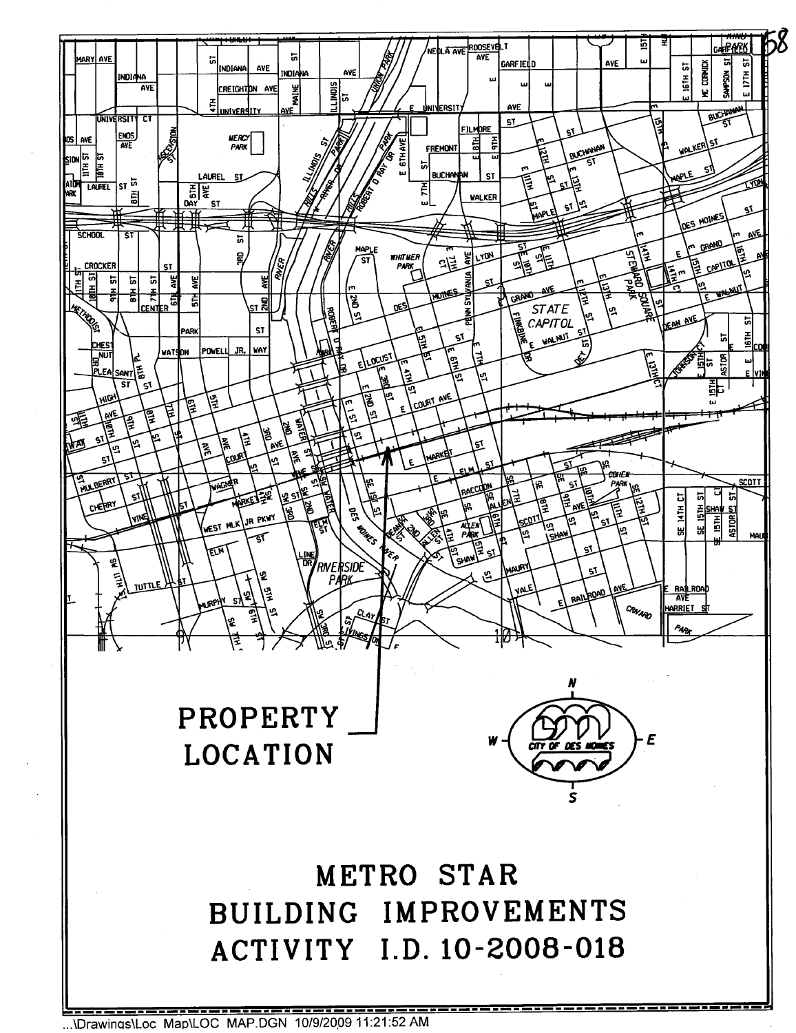PROPERTY LOCATION

# METRO STAR BUILDING IMPROVEMENTS ACTIVITY I.D. 10-2008-018

...\Drawings\Loc Map\LOC MAP.DGN 10/9/2009 11:21:52 AM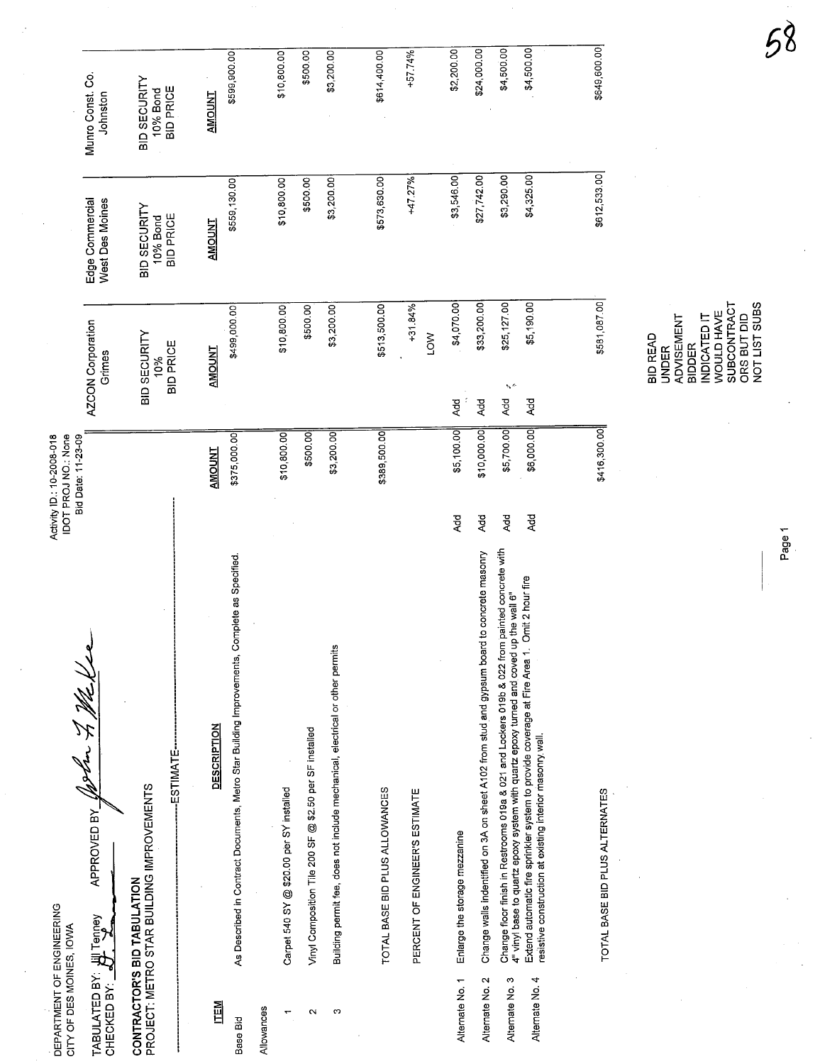DEPARTMENT OF ENGINEERING
CITY OF DES MOINES, IOWA

Activity ID : 10-2008-018
IDOT PROJ NO.: None
Bid Date: 11-23-09

TABULATED BY: Jill Tenney
CHECKED BY: [signature]
APPROVED BY [signature]

## CONTRACTOR'S BID TABULATION
### PROJECT: METRO STAR BUILDING IMPROVEMENTS

| ITEM | DESCRIPTION | | ESTIMATE AMOUNT | | AZCON Corporation Grimes BID SECURITY 10% BID PRICE AMOUNT | Edge Commercial West Des Moines BID SECURITY 10% Bond BID PRICE AMOUNT | Munro Const. Co. Johnston BID SECURITY 10% Bond BID PRICE AMOUNT |
|---|---|---|---|---|---|---|---|
| Base Bid | As Described in Contract Documents, Metro Star Building Improvements, Complete as Specified. | | $375,000.00 | | $499,000.00 | $559,130.00 | $599,900.00 |
| Allowances | | | | | | | |
| 1 | Carpet 540 SY @ $20.00 per SY installed | | $10,800.00 | | $10,800.00 | $10,800.00 | $10,800.00 |
| 2 | Vinyl Composition Tile 200 SF @ $2.50 per SF installed | | $500.00 | | $500.00 | $500.00 | $500.00 |
| 3 | Building permit fee, does not include mechanical, electrical or other permits | | $3,200.00 | | $3,200.00 | $3,200.00 | $3,200.00 |
| | TOTAL BASE BID PLUS ALLOWANCES | | $389,500.00 | | $513,500.00 | $573,630.00 | $614,400.00 |
| | PERCENT OF ENGINEER'S ESTIMATE | | | | +31.84% LOW | +47.27% | +57.74% |
| Alternate No. 1 | Enlarge the storage mezzanine | Add | $5,100.00 | Add | $4,070.00 | $3,546.00 | $2,200.00 |
| Alternate No. 2 | Change walls indentified on 3A on sheet A102 from stud and gypsum board to concrete masonry | Add | $10,000.00 | Add | $33,200.00 | $27,742.00 | $24,000.00 |
| Alternate No. 3 | Change floor finish in Restrooms 019a & 021 and Lockers 019b & 022 from painted concrete with 4" vinyl base to quartz epoxy system with quartz epoxy turned and coved up the wall 6" | Add | $5,700.00 | Add | $25,127.00 | $3,290.00 | $4,500.00 |
| Alternate No. 4 | Extend automatic fire sprinkler system to provide coverage at Fire Area 1. Omit 2 hour fire resistive construction at existing interior masonry wall. | Add | $6,000.00 | Add | $5,190.00 | $4,325.00 | $4,500.00 |
| | TOTAL BASE BID PLUS ALTERNATES | | $416,300.00 | | $581,087.00 | $612,533.00 | $649,600.00 |

AZCON Corporation: BID READ UNDER ADVISEMENT BIDDER INDICATED IT WOULD HAVE SUBCONTRACTORS BUT DID NOT LIST SUBS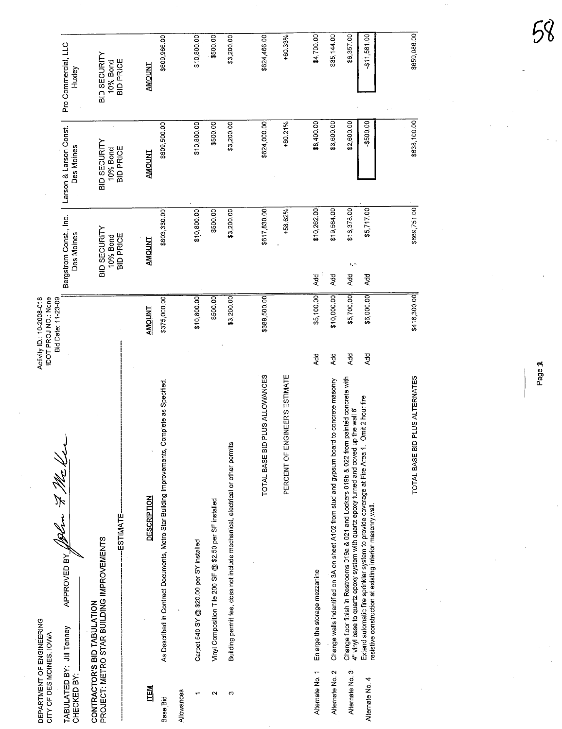DEPARTMENT OF ENGINEERING
CITY OF DES MOINES, IOWA

Activity ID.: 10-2008-018
IDOT PROJ NO.: None
Bid Date: 11-23-09

TABULATED BY: Jill Tenney  APPROVED BY: John F McKee
CHECKED BY: ______

**CONTRACTOR'S BID TABULATION**
**PROJECT: METRO STAR BUILDING IMPROVEMENTS**

| ITEM | DESCRIPTION | | ESTIMATE AMOUNT | | Bergstrom Const., Inc. Des Moines — BID SECURITY 10% Bond BID PRICE AMOUNT | Larson & Larson Const. Des Moines — BID SECURITY 10% Bond BID PRICE AMOUNT | Pro Commercial, LLC Huxley — BID SECURITY 10% Bond BID PRICE AMOUNT |
|---|---|---|---|---|---|---|---|
| Base Bid | As Described in Contract Documents, Metro Star Building Improvements, Complete as Specified. | | $375,000.00 | | $603,330.00 | $609,500.00 | $609,966.00 |
| Allowances | | | | | | | |
| 1 | Carpet 540 SY @ $20.00 per SY installed | | $10,800.00 | | $10,800.00 | $10,800.00 | $10,800.00 |
| 2 | Vinyl Composition Tile 200 SF @ $2.50 per SF installed | | $500.00 | | $500.00 | $500.00 | $500.00 |
| 3 | Building permit fee, does not include mechanical, electrical or other permits | | $3,200.00 | | $3,200.00 | $3,200.00 | $3,200.00 |
| | TOTAL BASE BID PLUS ALLOWANCES | | $389,500.00 | | $617,830.00 | $624,000.00 | $624,466.00 |
| | PERCENT OF ENGINEER'S ESTIMATE | | | | +58.62% | +60.21% | +60.33% |
| Alternate No. 1 | Enlarge the storage mezzanine | Add | $5,100.00 | Add | $10,262.00 | $8,400.00 | $4,700.00 |
| Alternate No. 2 | Change walls indentified on 3A on sheet A102 from stud and gypsum board to concrete masonry | Add | $10,000.00 | Add | $19,564.00 | $3,600.00 | $35,144.00 |
| Alternate No. 3 | Change floor finish in Restrooms 019a & 021 and Lockers 019b & 022 from painted concrete with 4" vinyl base to quartz epoxy system with quartz epoxy turned and coved up the wall 6" | Add | $5,700.00 | Add | $16,378.00 | $2,600.00 | $6,357.00 |
| Alternate No. 4 | Extend automatic fire sprinkler system to provide coverage at Fire Area 1. Omit 2 hour fire resistive construction at existing interior masonry wall. | Add | $6,000.00 | Add | $5,717.00 | -$500.00 | -$11,581.00 |
| | TOTAL BASE BID PLUS ALTERNATES | | $416,300.00 | | $669,751.00 | $638,100.00 | $659,086.00 |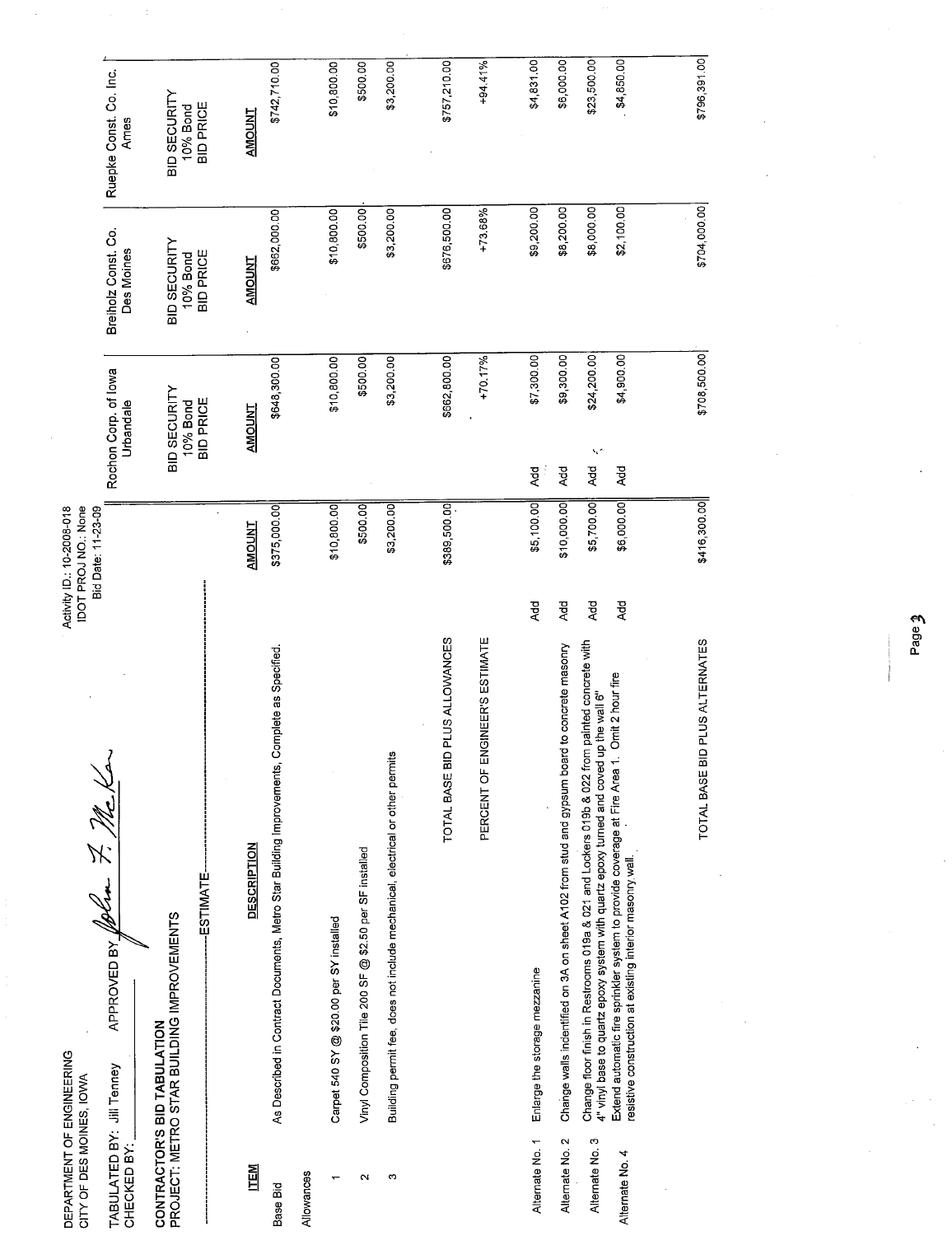DEPARTMENT OF ENGINEERING
CITY OF DES MOINES, IOWA

Activity ID.: 10-2008-018
IDOT PROJ NO.: None
Bid Date: 11-23-09

TABULATED BY: Jill Tenney APPROVED BY: John F. McKa
CHECKED BY: ______

## CONTRACTOR'S BID TABULATION
## PROJECT: METRO STAR BUILDING IMPROVEMENTS

| ITEM | DESCRIPTION | | ESTIMATE AMOUNT | | Rochon Corp. of Iowa, Urbandale — BID SECURITY 10% Bond BID PRICE AMOUNT | Breiholz Const. Co., Des Moines — BID SECURITY 10% Bond BID PRICE AMOUNT | Ruepke Const. Co. Inc., Ames — BID SECURITY 10% Bond BID PRICE AMOUNT |
|---|---|---|---|---|---|---|---|
| Base Bid | As Described in Contract Documents, Metro Star Building Improvements, Complete as Specified. | | $375,000.00 | | $648,300.00 | $662,000.00 | $742,710.00 |
| Allowances | | | | | | | |
| 1 | Carpet 540 SY @ $20.00 per SY installed | | $10,800.00 | | $10,800.00 | $10,800.00 | $10,800.00 |
| 2 | Vinyl Composition Tile 200 SF @ $2.50 per SF installed | | $500.00 | | $500.00 | $500.00 | $500.00 |
| 3 | Building permit fee, does not include mechanical, electrical or other permits | | $3,200.00 | | $3,200.00 | $3,200.00 | $3,200.00 |
| | TOTAL BASE BID PLUS ALLOWANCES | | $389,500.00 | | $662,800.00 | $676,500.00 | $757,210.00 |
| | PERCENT OF ENGINEER'S ESTIMATE | | | | +70.17% | +73.68% | +94.41% |
| Alternate No. 1 | Enlarge the storage mezzanine | Add | $5,100.00 | Add | $7,300.00 | $9,200.00 | $4,831.00 |
| Alternate No. 2 | Change walls indentified on 3A on sheet A102 from stud and gypsum board to concrete masonry | Add | $10,000.00 | Add | $9,300.00 | $8,200.00 | $6,000.00 |
| Alternate No. 3 | Change floor finish in Restrooms 019a & 021 and Lockers 019b & 022 from painted concrete with 4" vinyl base to quartz epoxy system with quartz epoxy turned and coved up the wall 6" | Add | $5,700.00 | Add | $24,200.00 | $8,000.00 | $23,500.00 |
| Alternate No. 4 | Extend automatic fire sprinkler system to provide coverage at Fire Area 1. Omit 2 hour fire resistive construction at existing interior masonry wall. | Add | $6,000.00 | Add | $4,900.00 | $2,100.00 | $4,850.00 |
| | TOTAL BASE BID PLUS ALTERNATES | | $416,300.00 | | $708,500.00 | $704,000.00 | $796,391.00 |